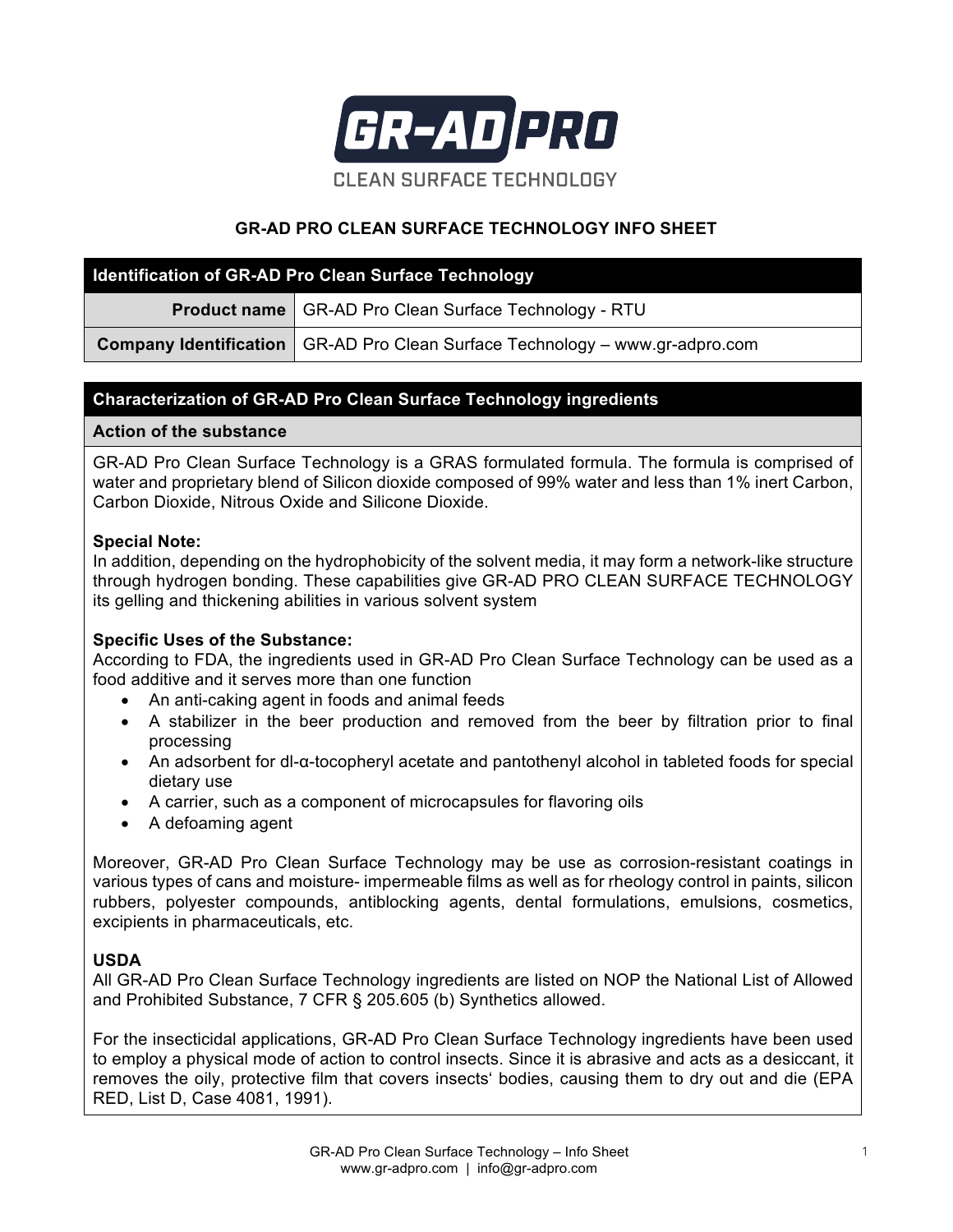# GR-AD PRO

CLEAN SURFACE TECHNOLOGY

## GR-AD PRO CLEAN SURFACE TECHNOLOGY INFO SHEET

| Identification of GR-AD Pro Clean Surface Technology | |
|---|---|
| **Product name** | GR-AD Pro Clean Surface Technology - RTU |
| **Company Identification** | GR-AD Pro Clean Surface Technology – www.gr-adpro.com |

### Characterization of GR-AD Pro Clean Surface Technology ingredients

#### Action of the substance

GR-AD Pro Clean Surface Technology is a GRAS formulated formula. The formula is comprised of water and proprietary blend of Silicon dioxide composed of 99% water and less than 1% inert Carbon, Carbon Dioxide, Nitrous Oxide and Silicone Dioxide.

**Special Note:**
In addition, depending on the hydrophobicity of the solvent media, it may form a network-like structure through hydrogen bonding. These capabilities give GR-AD PRO CLEAN SURFACE TECHNOLOGY its gelling and thickening abilities in various solvent system

**Specific Uses of the Substance:**
According to FDA, the ingredients used in GR-AD Pro Clean Surface Technology can be used as a food additive and it serves more than one function

- An anti-caking agent in foods and animal feeds
- A stabilizer in the beer production and removed from the beer by filtration prior to final processing
- An adsorbent for dl-α-tocopheryl acetate and pantothenyl alcohol in tableted foods for special dietary use
- A carrier, such as a component of microcapsules for flavoring oils
- A defoaming agent

Moreover, GR-AD Pro Clean Surface Technology may be use as corrosion-resistant coatings in various types of cans and moisture- impermeable films as well as for rheology control in paints, silicon rubbers, polyester compounds, antiblocking agents, dental formulations, emulsions, cosmetics, excipients in pharmaceuticals, etc.

**USDA**
All GR-AD Pro Clean Surface Technology ingredients are listed on NOP the National List of Allowed and Prohibited Substance, 7 CFR § 205.605 (b) Synthetics allowed.

For the insecticidal applications, GR-AD Pro Clean Surface Technology ingredients have been used to employ a physical mode of action to control insects. Since it is abrasive and acts as a desiccant, it removes the oily, protective film that covers insects' bodies, causing them to dry out and die (EPA RED, List D, Case 4081, 1991).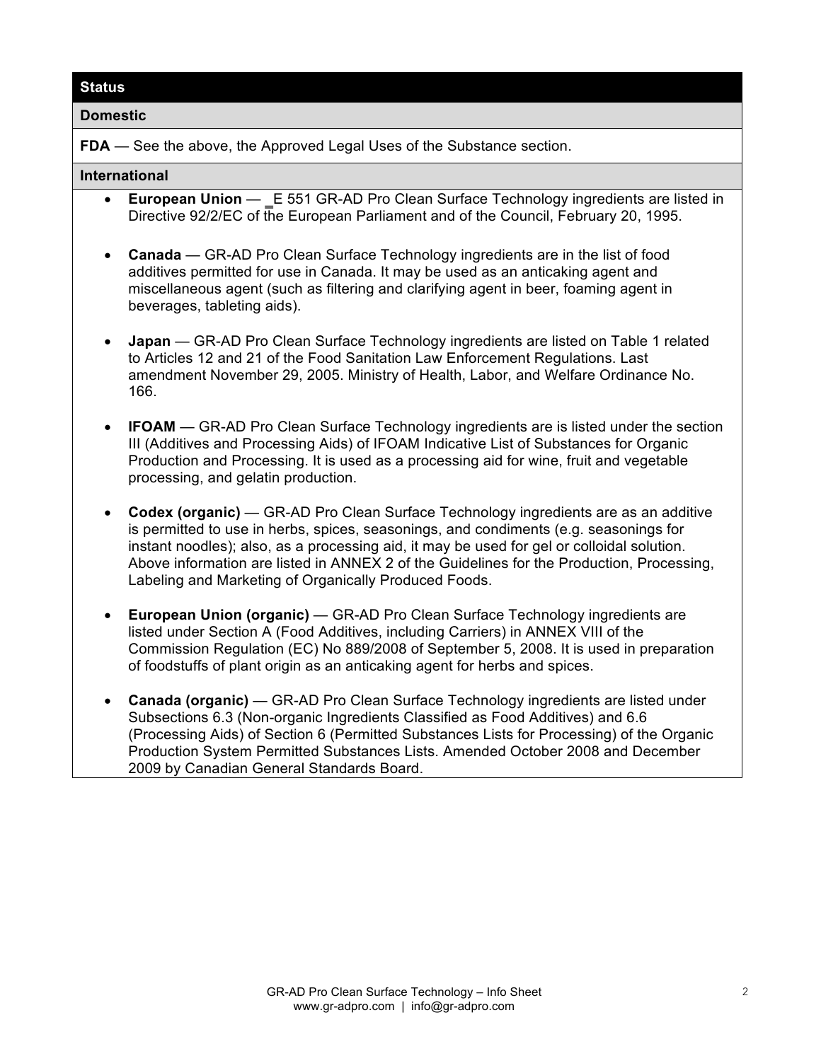## Status

### Domestic

**FDA** — See the above, the Approved Legal Uses of the Substance section.

### International

- **European Union** — _E 551 GR-AD Pro Clean Surface Technology ingredients are listed in Directive 92/2/EC of the European Parliament and of the Council, February 20, 1995.

- **Canada** — GR-AD Pro Clean Surface Technology ingredients are in the list of food additives permitted for use in Canada. It may be used as an anticaking agent and miscellaneous agent (such as filtering and clarifying agent in beer, foaming agent in beverages, tableting aids).

- **Japan** — GR-AD Pro Clean Surface Technology ingredients are listed on Table 1 related to Articles 12 and 21 of the Food Sanitation Law Enforcement Regulations. Last amendment November 29, 2005. Ministry of Health, Labor, and Welfare Ordinance No. 166.

- **IFOAM** — GR-AD Pro Clean Surface Technology ingredients are is listed under the section III (Additives and Processing Aids) of IFOAM Indicative List of Substances for Organic Production and Processing. It is used as a processing aid for wine, fruit and vegetable processing, and gelatin production.

- **Codex (organic)** — GR-AD Pro Clean Surface Technology ingredients are as an additive is permitted to use in herbs, spices, seasonings, and condiments (e.g. seasonings for instant noodles); also, as a processing aid, it may be used for gel or colloidal solution. Above information are listed in ANNEX 2 of the Guidelines for the Production, Processing, Labeling and Marketing of Organically Produced Foods.

- **European Union (organic)** — GR-AD Pro Clean Surface Technology ingredients are listed under Section A (Food Additives, including Carriers) in ANNEX VIII of the Commission Regulation (EC) No 889/2008 of September 5, 2008. It is used in preparation of foodstuffs of plant origin as an anticaking agent for herbs and spices.

- **Canada (organic)** — GR-AD Pro Clean Surface Technology ingredients are listed under Subsections 6.3 (Non-organic Ingredients Classified as Food Additives) and 6.6 (Processing Aids) of Section 6 (Permitted Substances Lists for Processing) of the Organic Production System Permitted Substances Lists. Amended October 2008 and December 2009 by Canadian General Standards Board.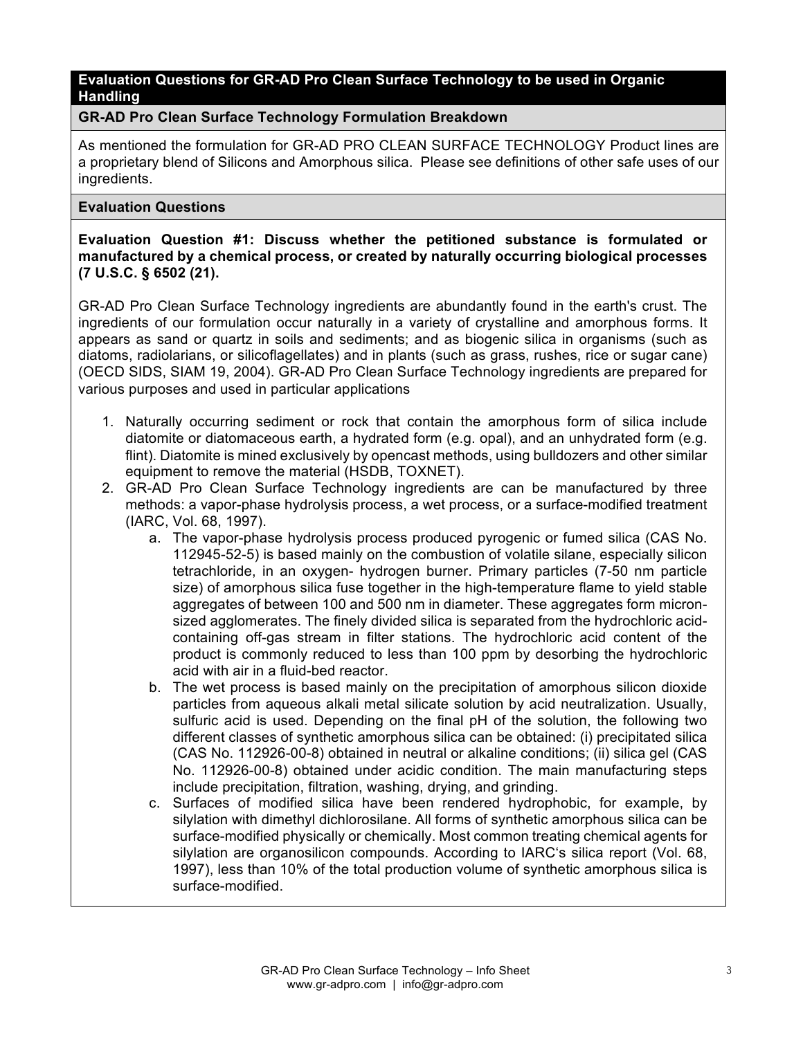## Evaluation Questions for GR-AD Pro Clean Surface Technology to be used in Organic Handling

### GR-AD Pro Clean Surface Technology Formulation Breakdown

As mentioned the formulation for GR-AD PRO CLEAN SURFACE TECHNOLOGY Product lines are a proprietary blend of Silicons and Amorphous silica. Please see definitions of other safe uses of our ingredients.

### Evaluation Questions

**Evaluation Question #1: Discuss whether the petitioned substance is formulated or manufactured by a chemical process, or created by naturally occurring biological processes (7 U.S.C. § 6502 (21).**

GR-AD Pro Clean Surface Technology ingredients are abundantly found in the earth's crust. The ingredients of our formulation occur naturally in a variety of crystalline and amorphous forms. It appears as sand or quartz in soils and sediments; and as biogenic silica in organisms (such as diatoms, radiolarians, or silicoflagellates) and in plants (such as grass, rushes, rice or sugar cane) (OECD SIDS, SIAM 19, 2004). GR-AD Pro Clean Surface Technology ingredients are prepared for various purposes and used in particular applications

1. Naturally occurring sediment or rock that contain the amorphous form of silica include diatomite or diatomaceous earth, a hydrated form (e.g. opal), and an unhydrated form (e.g. flint). Diatomite is mined exclusively by opencast methods, using bulldozers and other similar equipment to remove the material (HSDB, TOXNET).
2. GR-AD Pro Clean Surface Technology ingredients are can be manufactured by three methods: a vapor-phase hydrolysis process, a wet process, or a surface-modified treatment (IARC, Vol. 68, 1997).
   a. The vapor-phase hydrolysis process produced pyrogenic or fumed silica (CAS No. 112945-52-5) is based mainly on the combustion of volatile silane, especially silicon tetrachloride, in an oxygen- hydrogen burner. Primary particles (7-50 nm particle size) of amorphous silica fuse together in the high-temperature flame to yield stable aggregates of between 100 and 500 nm in diameter. These aggregates form micron-sized agglomerates. The finely divided silica is separated from the hydrochloric acid-containing off-gas stream in filter stations. The hydrochloric acid content of the product is commonly reduced to less than 100 ppm by desorbing the hydrochloric acid with air in a fluid-bed reactor.
   b. The wet process is based mainly on the precipitation of amorphous silicon dioxide particles from aqueous alkali metal silicate solution by acid neutralization. Usually, sulfuric acid is used. Depending on the final pH of the solution, the following two different classes of synthetic amorphous silica can be obtained: (i) precipitated silica (CAS No. 112926-00-8) obtained in neutral or alkaline conditions; (ii) silica gel (CAS No. 112926-00-8) obtained under acidic condition. The main manufacturing steps include precipitation, filtration, washing, drying, and grinding.
   c. Surfaces of modified silica have been rendered hydrophobic, for example, by silylation with dimethyl dichlorosilane. All forms of synthetic amorphous silica can be surface-modified physically or chemically. Most common treating chemical agents for silylation are organosilicon compounds. According to IARC's silica report (Vol. 68, 1997), less than 10% of the total production volume of synthetic amorphous silica is surface-modified.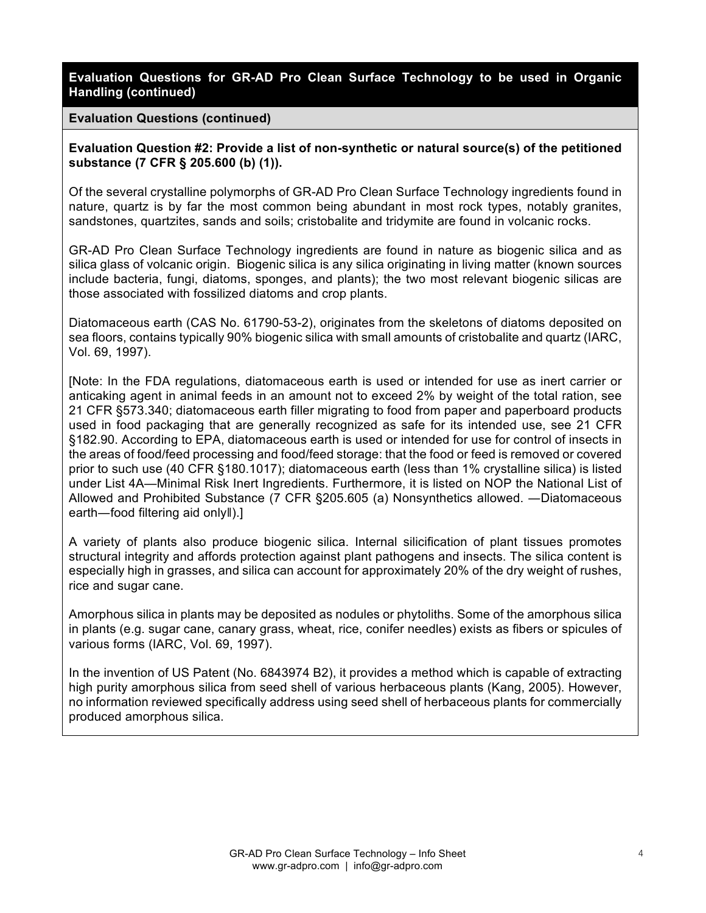## Evaluation Questions for GR-AD Pro Clean Surface Technology to be used in Organic Handling (continued)

### Evaluation Questions (continued)

**Evaluation Question #2: Provide a list of non-synthetic or natural source(s) of the petitioned substance (7 CFR § 205.600 (b) (1)).**

Of the several crystalline polymorphs of GR-AD Pro Clean Surface Technology ingredients found in nature, quartz is by far the most common being abundant in most rock types, notably granites, sandstones, quartzites, sands and soils; cristobalite and tridymite are found in volcanic rocks.

GR-AD Pro Clean Surface Technology ingredients are found in nature as biogenic silica and as silica glass of volcanic origin. Biogenic silica is any silica originating in living matter (known sources include bacteria, fungi, diatoms, sponges, and plants); the two most relevant biogenic silicas are those associated with fossilized diatoms and crop plants.

Diatomaceous earth (CAS No. 61790-53-2), originates from the skeletons of diatoms deposited on sea floors, contains typically 90% biogenic silica with small amounts of cristobalite and quartz (IARC, Vol. 69, 1997).

[Note: In the FDA regulations, diatomaceous earth is used or intended for use as inert carrier or anticaking agent in animal feeds in an amount not to exceed 2% by weight of the total ration, see 21 CFR §573.340; diatomaceous earth filler migrating to food from paper and paperboard products used in food packaging that are generally recognized as safe for its intended use, see 21 CFR §182.90. According to EPA, diatomaceous earth is used or intended for use for control of insects in the areas of food/feed processing and food/feed storage: that the food or feed is removed or covered prior to such use (40 CFR §180.1017); diatomaceous earth (less than 1% crystalline silica) is listed under List 4A—Minimal Risk Inert Ingredients. Furthermore, it is listed on NOP the National List of Allowed and Prohibited Substance (7 CFR §205.605 (a) Nonsynthetics allowed. —Diatomaceous earth—food filtering aid only‖).]

A variety of plants also produce biogenic silica. Internal silicification of plant tissues promotes structural integrity and affords protection against plant pathogens and insects. The silica content is especially high in grasses, and silica can account for approximately 20% of the dry weight of rushes, rice and sugar cane.

Amorphous silica in plants may be deposited as nodules or phytoliths. Some of the amorphous silica in plants (e.g. sugar cane, canary grass, wheat, rice, conifer needles) exists as fibers or spicules of various forms (IARC, Vol. 69, 1997).

In the invention of US Patent (No. 6843974 B2), it provides a method which is capable of extracting high purity amorphous silica from seed shell of various herbaceous plants (Kang, 2005). However, no information reviewed specifically address using seed shell of herbaceous plants for commercially produced amorphous silica.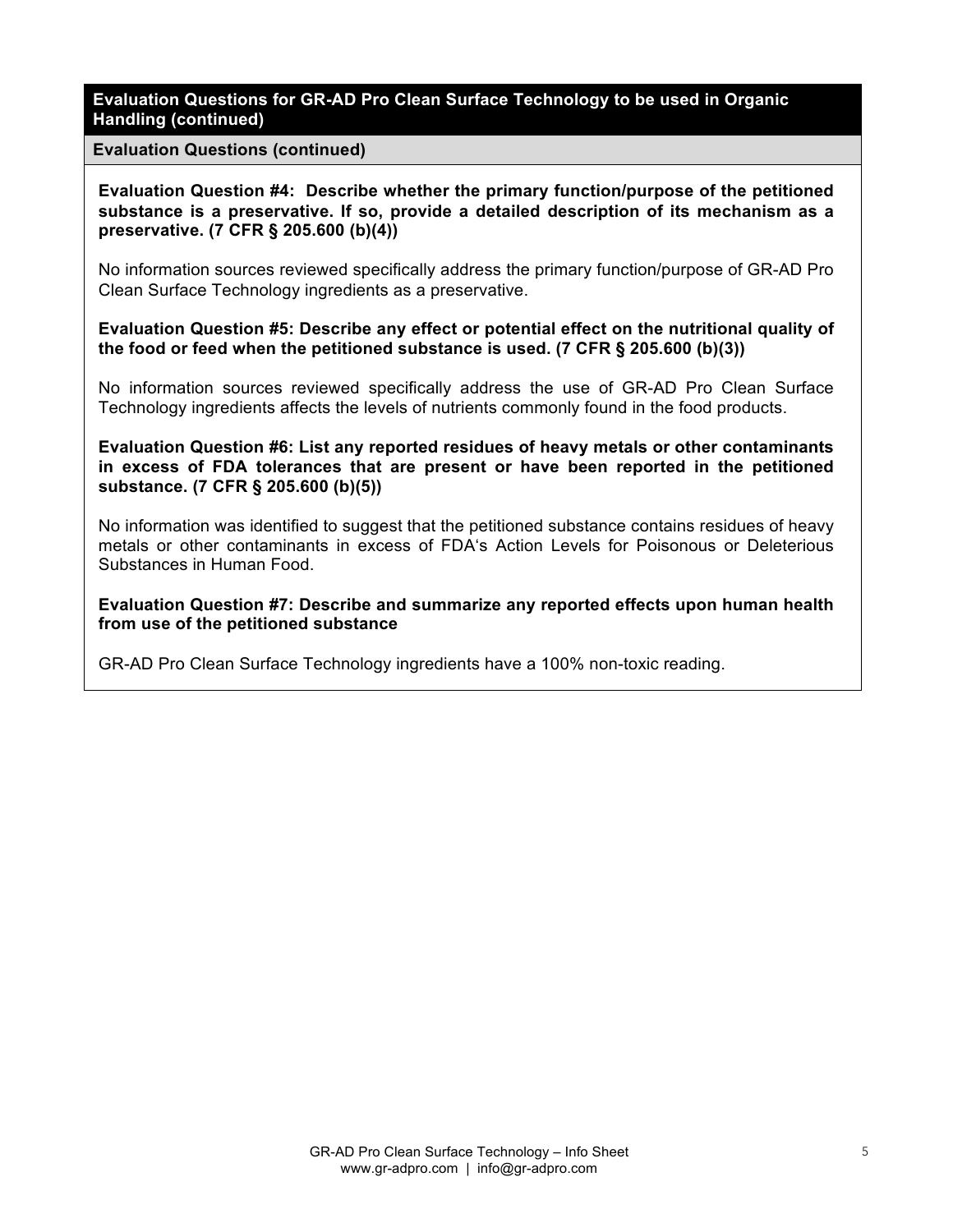## Evaluation Questions for GR-AD Pro Clean Surface Technology to be used in Organic Handling (continued)

### Evaluation Questions (continued)

**Evaluation Question #4: Describe whether the primary function/purpose of the petitioned substance is a preservative. If so, provide a detailed description of its mechanism as a preservative. (7 CFR § 205.600 (b)(4))**

No information sources reviewed specifically address the primary function/purpose of GR-AD Pro Clean Surface Technology ingredients as a preservative.

**Evaluation Question #5: Describe any effect or potential effect on the nutritional quality of the food or feed when the petitioned substance is used. (7 CFR § 205.600 (b)(3))**

No information sources reviewed specifically address the use of GR-AD Pro Clean Surface Technology ingredients affects the levels of nutrients commonly found in the food products.

**Evaluation Question #6: List any reported residues of heavy metals or other contaminants in excess of FDA tolerances that are present or have been reported in the petitioned substance. (7 CFR § 205.600 (b)(5))**

No information was identified to suggest that the petitioned substance contains residues of heavy metals or other contaminants in excess of FDA's Action Levels for Poisonous or Deleterious Substances in Human Food.

**Evaluation Question #7: Describe and summarize any reported effects upon human health from use of the petitioned substance**

GR-AD Pro Clean Surface Technology ingredients have a 100% non-toxic reading.